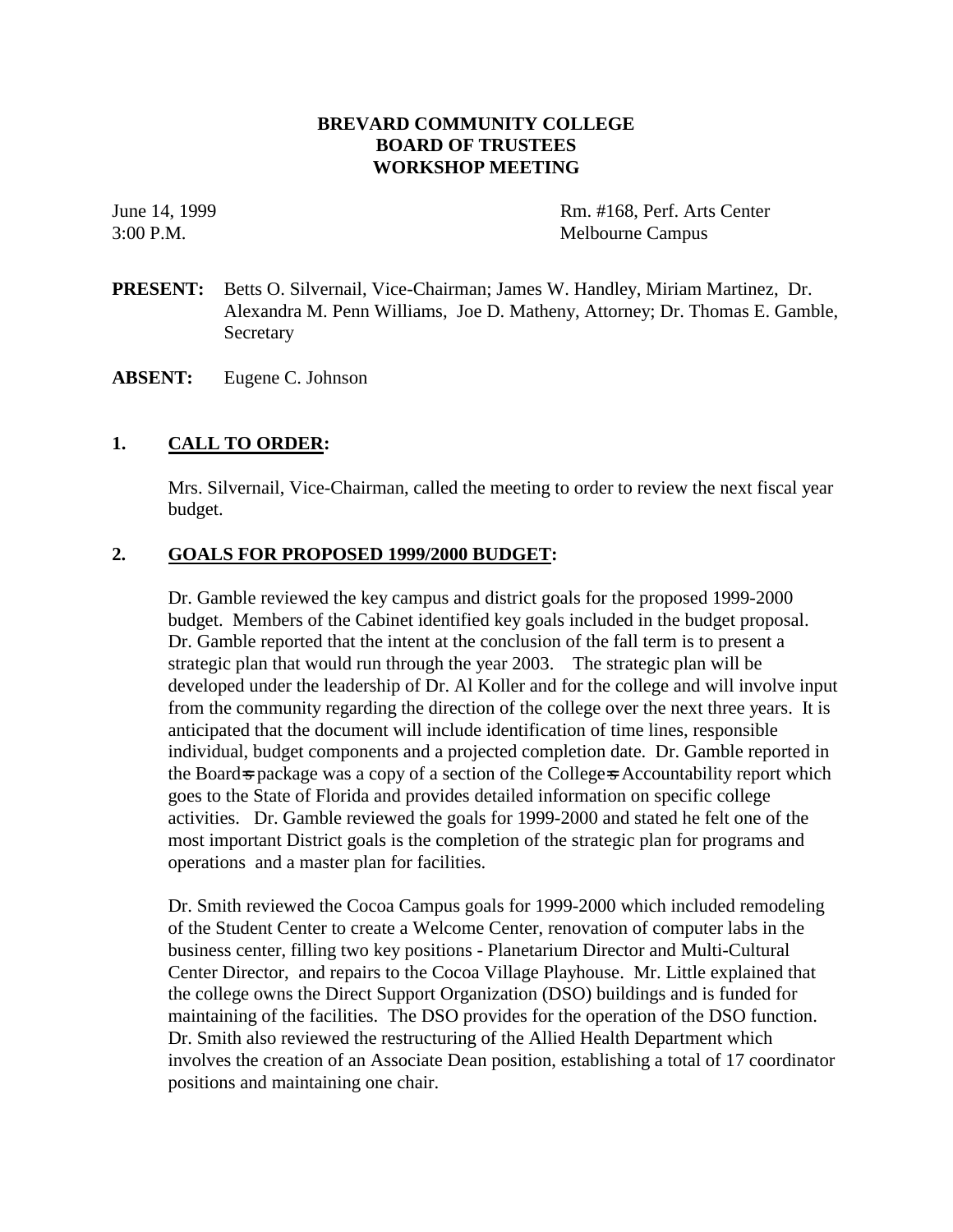# BREVARD COMMUNITY COLLEGE
# BOARD OF TRUSTEES
# WORKSHOP MEETING

June 14, 1999 Rm. #168, Perf. Arts Center
3:00 P.M. Melbourne Campus

**PRESENT:** Betts O. Silvernail, Vice-Chairman; James W. Handley, Miriam Martinez, Dr. Alexandra M. Penn Williams, Joe D. Matheny, Attorney; Dr. Thomas E. Gamble, Secretary

**ABSENT:** Eugene C. Johnson

## 1. CALL TO ORDER:

Mrs. Silvernail, Vice-Chairman, called the meeting to order to review the next fiscal year budget.

## 2. GOALS FOR PROPOSED 1999/2000 BUDGET:

Dr. Gamble reviewed the key campus and district goals for the proposed 1999-2000 budget. Members of the Cabinet identified key goals included in the budget proposal. Dr. Gamble reported that the intent at the conclusion of the fall term is to present a strategic plan that would run through the year 2003. The strategic plan will be developed under the leadership of Dr. Al Koller and for the college and will involve input from the community regarding the direction of the college over the next three years. It is anticipated that the document will include identification of time lines, responsible individual, budget components and a projected completion date. Dr. Gamble reported in the Board=s package was a copy of a section of the College=s Accountability report which goes to the State of Florida and provides detailed information on specific college activities. Dr. Gamble reviewed the goals for 1999-2000 and stated he felt one of the most important District goals is the completion of the strategic plan for programs and operations and a master plan for facilities.

Dr. Smith reviewed the Cocoa Campus goals for 1999-2000 which included remodeling of the Student Center to create a Welcome Center, renovation of computer labs in the business center, filling two key positions - Planetarium Director and Multi-Cultural Center Director, and repairs to the Cocoa Village Playhouse. Mr. Little explained that the college owns the Direct Support Organization (DSO) buildings and is funded for maintaining of the facilities. The DSO provides for the operation of the DSO function. Dr. Smith also reviewed the restructuring of the Allied Health Department which involves the creation of an Associate Dean position, establishing a total of 17 coordinator positions and maintaining one chair.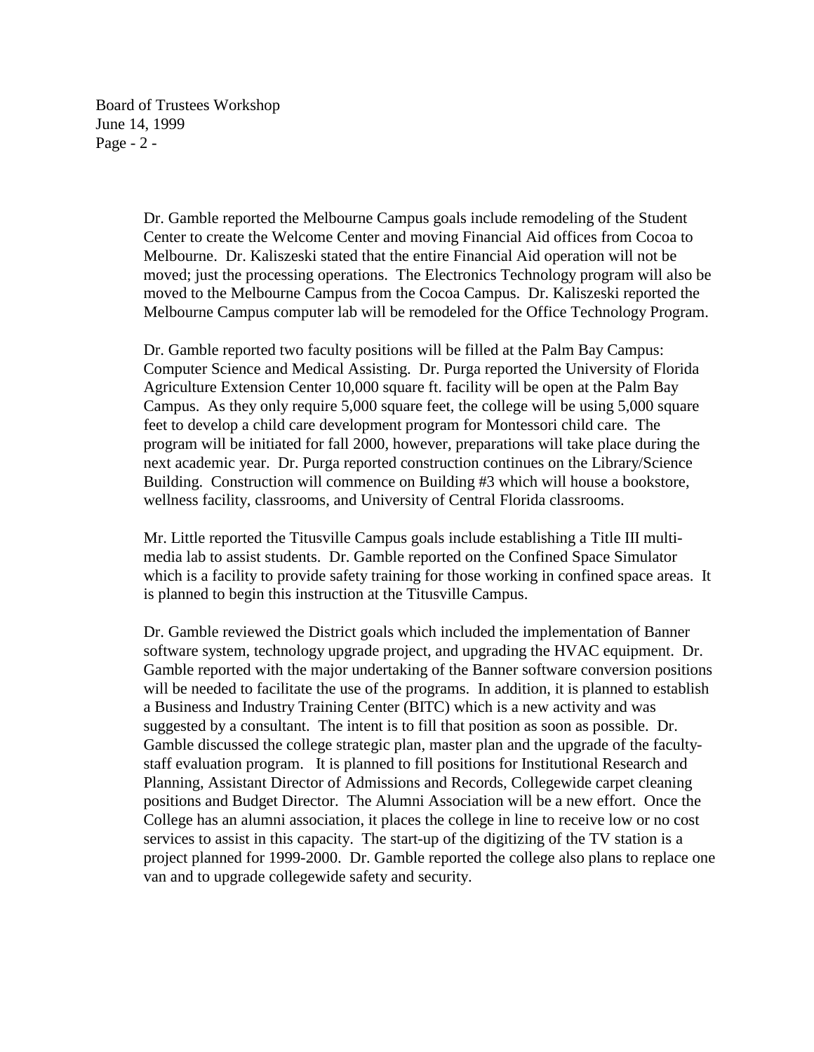Dr. Gamble reported the Melbourne Campus goals include remodeling of the Student Center to create the Welcome Center and moving Financial Aid offices from Cocoa to Melbourne. Dr. Kaliszeski stated that the entire Financial Aid operation will not be moved; just the processing operations. The Electronics Technology program will also be moved to the Melbourne Campus from the Cocoa Campus. Dr. Kaliszeski reported the Melbourne Campus computer lab will be remodeled for the Office Technology Program.

Dr. Gamble reported two faculty positions will be filled at the Palm Bay Campus: Computer Science and Medical Assisting. Dr. Purga reported the University of Florida Agriculture Extension Center 10,000 square ft. facility will be open at the Palm Bay Campus. As they only require 5,000 square feet, the college will be using 5,000 square feet to develop a child care development program for Montessori child care. The program will be initiated for fall 2000, however, preparations will take place during the next academic year. Dr. Purga reported construction continues on the Library/Science Building. Construction will commence on Building #3 which will house a bookstore, wellness facility, classrooms, and University of Central Florida classrooms.

Mr. Little reported the Titusville Campus goals include establishing a Title III multi-media lab to assist students. Dr. Gamble reported on the Confined Space Simulator which is a facility to provide safety training for those working in confined space areas. It is planned to begin this instruction at the Titusville Campus.

Dr. Gamble reviewed the District goals which included the implementation of Banner software system, technology upgrade project, and upgrading the HVAC equipment. Dr. Gamble reported with the major undertaking of the Banner software conversion positions will be needed to facilitate the use of the programs. In addition, it is planned to establish a Business and Industry Training Center (BITC) which is a new activity and was suggested by a consultant. The intent is to fill that position as soon as possible. Dr. Gamble discussed the college strategic plan, master plan and the upgrade of the faculty-staff evaluation program. It is planned to fill positions for Institutional Research and Planning, Assistant Director of Admissions and Records, Collegewide carpet cleaning positions and Budget Director. The Alumni Association will be a new effort. Once the College has an alumni association, it places the college in line to receive low or no cost services to assist in this capacity. The start-up of the digitizing of the TV station is a project planned for 1999-2000. Dr. Gamble reported the college also plans to replace one van and to upgrade collegewide safety and security.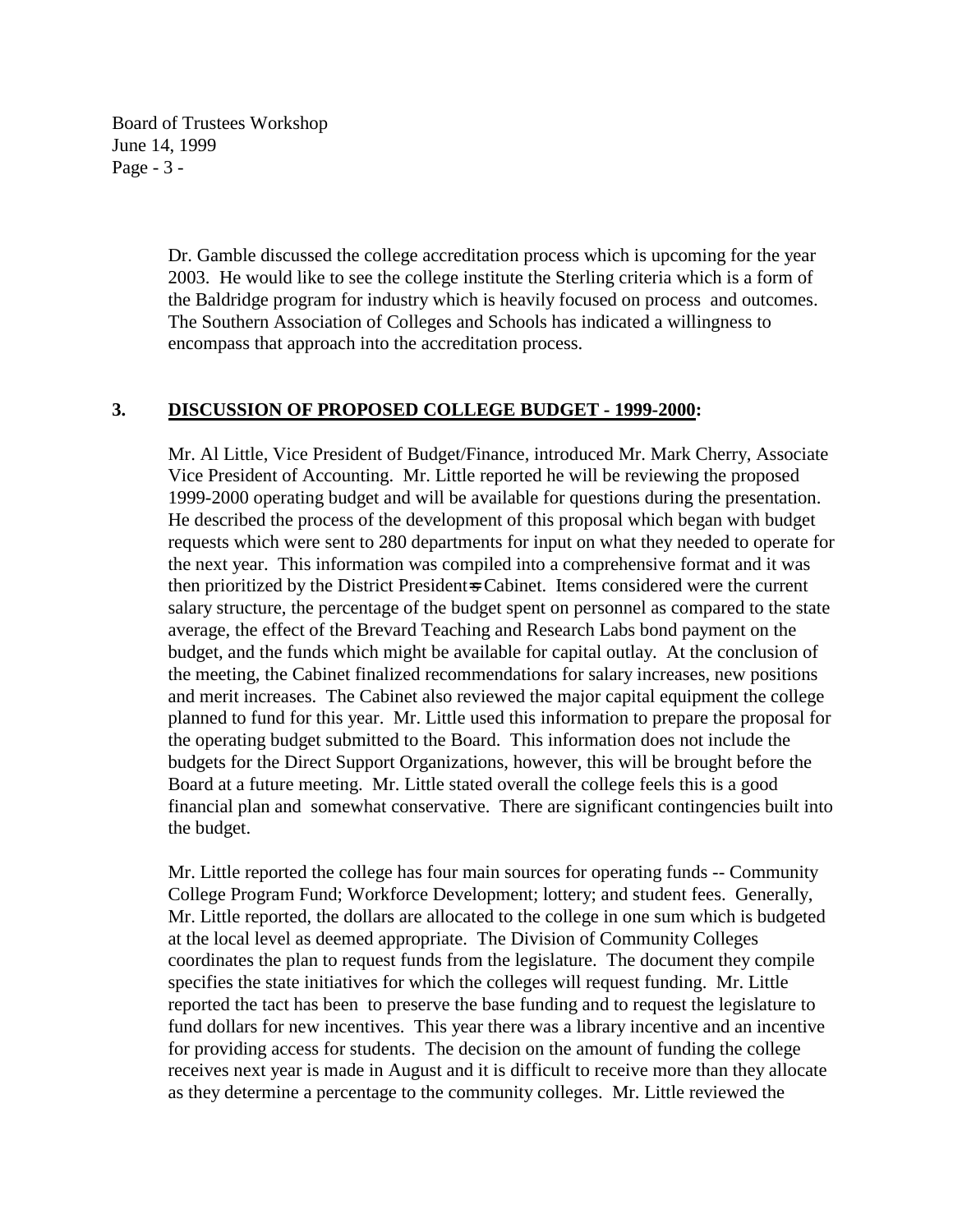Dr. Gamble discussed the college accreditation process which is upcoming for the year 2003. He would like to see the college institute the Sterling criteria which is a form of the Baldridge program for industry which is heavily focused on process and outcomes. The Southern Association of Colleges and Schools has indicated a willingness to encompass that approach into the accreditation process.

**3. DISCUSSION OF PROPOSED COLLEGE BUDGET - 1999-2000:**

Mr. Al Little, Vice President of Budget/Finance, introduced Mr. Mark Cherry, Associate Vice President of Accounting. Mr. Little reported he will be reviewing the proposed 1999-2000 operating budget and will be available for questions during the presentation. He described the process of the development of this proposal which began with budget requests which were sent to 280 departments for input on what they needed to operate for the next year. This information was compiled into a comprehensive format and it was then prioritized by the District President's Cabinet. Items considered were the current salary structure, the percentage of the budget spent on personnel as compared to the state average, the effect of the Brevard Teaching and Research Labs bond payment on the budget, and the funds which might be available for capital outlay. At the conclusion of the meeting, the Cabinet finalized recommendations for salary increases, new positions and merit increases. The Cabinet also reviewed the major capital equipment the college planned to fund for this year. Mr. Little used this information to prepare the proposal for the operating budget submitted to the Board. This information does not include the budgets for the Direct Support Organizations, however, this will be brought before the Board at a future meeting. Mr. Little stated overall the college feels this is a good financial plan and somewhat conservative. There are significant contingencies built into the budget.

Mr. Little reported the college has four main sources for operating funds -- Community College Program Fund; Workforce Development; lottery; and student fees. Generally, Mr. Little reported, the dollars are allocated to the college in one sum which is budgeted at the local level as deemed appropriate. The Division of Community Colleges coordinates the plan to request funds from the legislature. The document they compile specifies the state initiatives for which the colleges will request funding. Mr. Little reported the tact has been to preserve the base funding and to request the legislature to fund dollars for new incentives. This year there was a library incentive and an incentive for providing access for students. The decision on the amount of funding the college receives next year is made in August and it is difficult to receive more than they allocate as they determine a percentage to the community colleges. Mr. Little reviewed the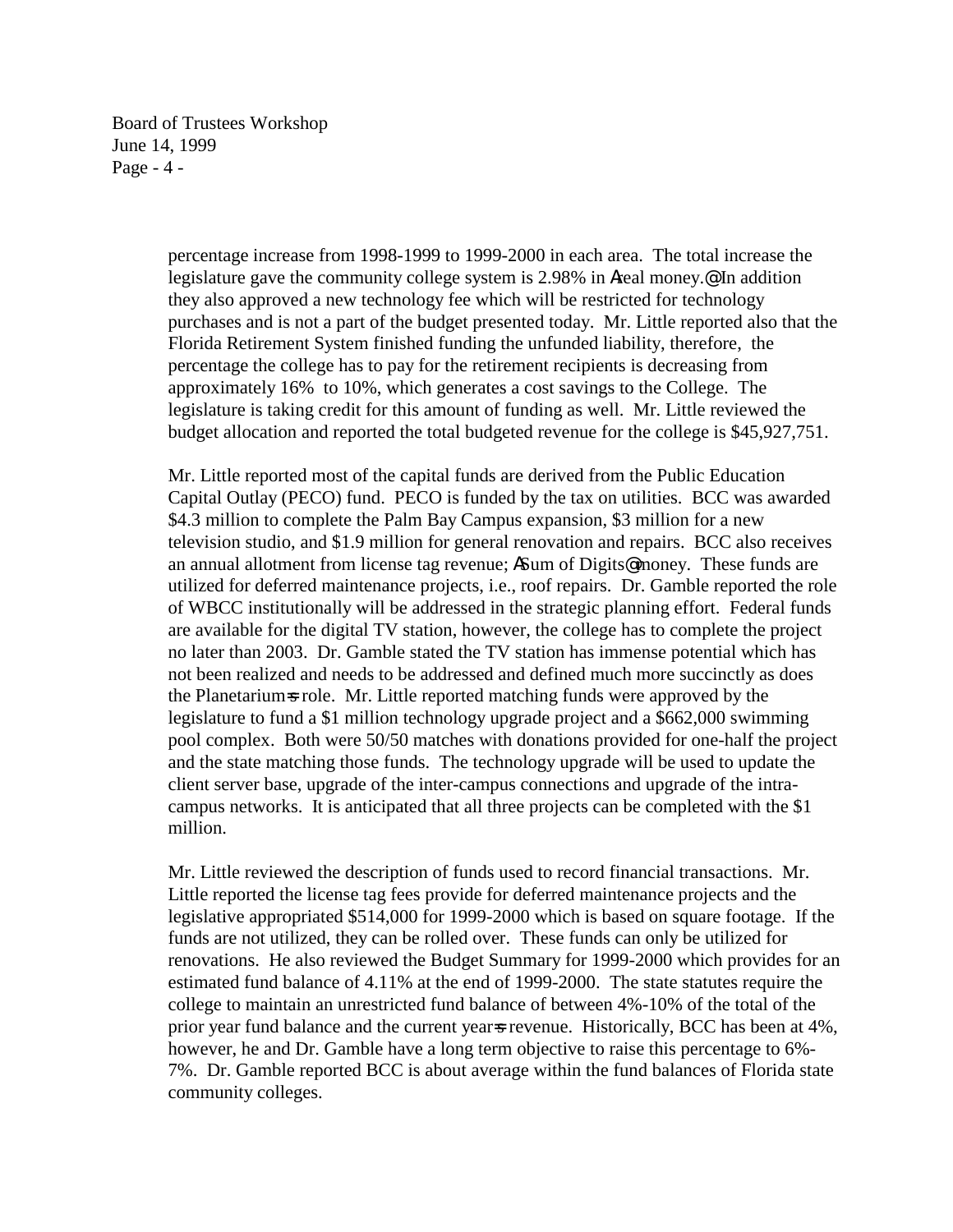percentage increase from 1998-1999 to 1999-2000 in each area. The total increase the legislature gave the community college system is 2.98% in Areal money.@ In addition they also approved a new technology fee which will be restricted for technology purchases and is not a part of the budget presented today. Mr. Little reported also that the Florida Retirement System finished funding the unfunded liability, therefore, the percentage the college has to pay for the retirement recipients is decreasing from approximately 16% to 10%, which generates a cost savings to the College. The legislature is taking credit for this amount of funding as well. Mr. Little reviewed the budget allocation and reported the total budgeted revenue for the college is $45,927,751.

Mr. Little reported most of the capital funds are derived from the Public Education Capital Outlay (PECO) fund. PECO is funded by the tax on utilities. BCC was awarded $4.3 million to complete the Palm Bay Campus expansion, $3 million for a new television studio, and $1.9 million for general renovation and repairs. BCC also receives an annual allotment from license tag revenue; ASum of Digits@ money. These funds are utilized for deferred maintenance projects, i.e., roof repairs. Dr. Gamble reported the role of WBCC institutionally will be addressed in the strategic planning effort. Federal funds are available for the digital TV station, however, the college has to complete the project no later than 2003. Dr. Gamble stated the TV station has immense potential which has not been realized and needs to be addressed and defined much more succinctly as does the Planetarium=s role. Mr. Little reported matching funds were approved by the legislature to fund a $1 million technology upgrade project and a $662,000 swimming pool complex. Both were 50/50 matches with donations provided for one-half the project and the state matching those funds. The technology upgrade will be used to update the client server base, upgrade of the inter-campus connections and upgrade of the intra-campus networks. It is anticipated that all three projects can be completed with the $1 million.

Mr. Little reviewed the description of funds used to record financial transactions. Mr. Little reported the license tag fees provide for deferred maintenance projects and the legislative appropriated $514,000 for 1999-2000 which is based on square footage. If the funds are not utilized, they can be rolled over. These funds can only be utilized for renovations. He also reviewed the Budget Summary for 1999-2000 which provides for an estimated fund balance of 4.11% at the end of 1999-2000. The state statutes require the college to maintain an unrestricted fund balance of between 4%-10% of the total of the prior year fund balance and the current year=s revenue. Historically, BCC has been at 4%, however, he and Dr. Gamble have a long term objective to raise this percentage to 6%-7%. Dr. Gamble reported BCC is about average within the fund balances of Florida state community colleges.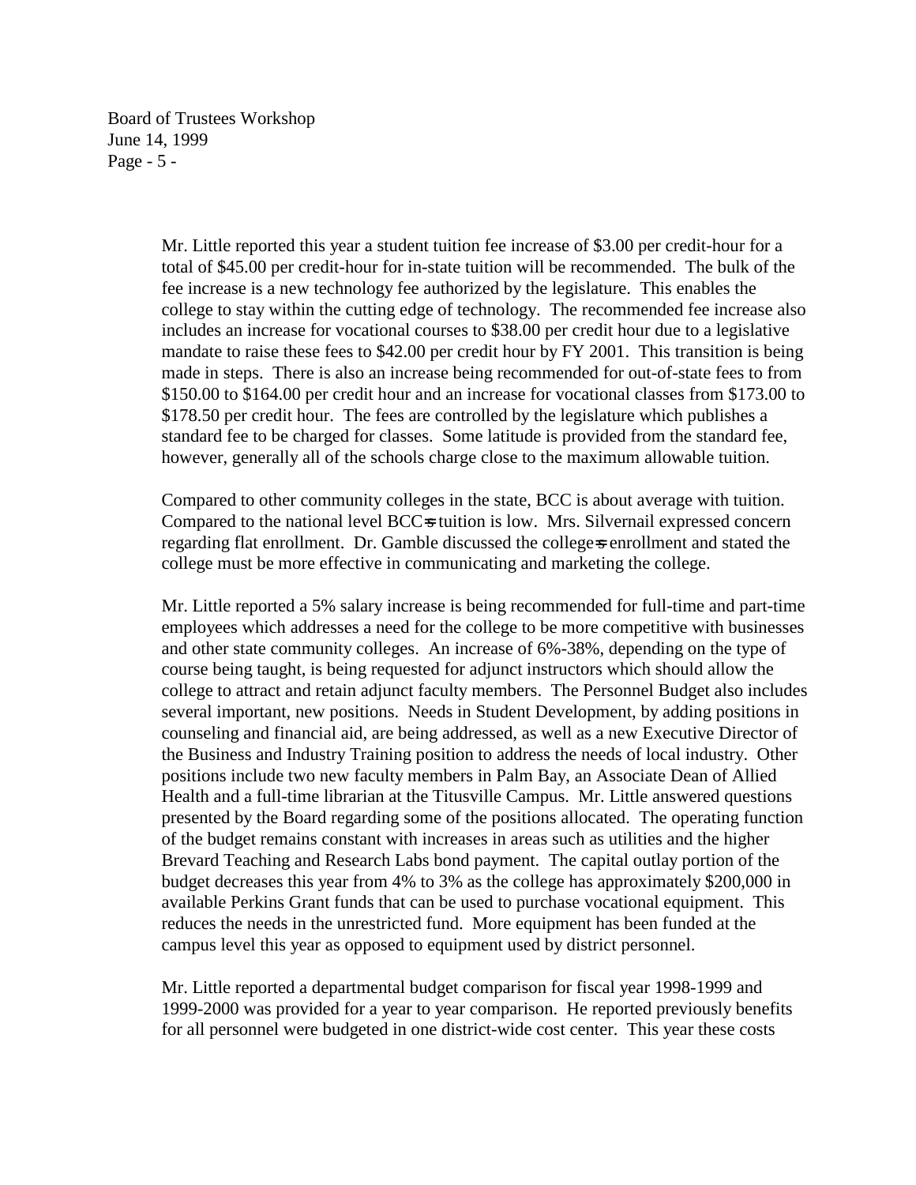Mr. Little reported this year a student tuition fee increase of $3.00 per credit-hour for a total of $45.00 per credit-hour for in-state tuition will be recommended. The bulk of the fee increase is a new technology fee authorized by the legislature. This enables the college to stay within the cutting edge of technology. The recommended fee increase also includes an increase for vocational courses to $38.00 per credit hour due to a legislative mandate to raise these fees to $42.00 per credit hour by FY 2001. This transition is being made in steps. There is also an increase being recommended for out-of-state fees to from $150.00 to $164.00 per credit hour and an increase for vocational classes from $173.00 to $178.50 per credit hour. The fees are controlled by the legislature which publishes a standard fee to be charged for classes. Some latitude is provided from the standard fee, however, generally all of the schools charge close to the maximum allowable tuition.

Compared to other community colleges in the state, BCC is about average with tuition. Compared to the national level BCC=s tuition is low. Mrs. Silvernail expressed concern regarding flat enrollment. Dr. Gamble discussed the college=s enrollment and stated the college must be more effective in communicating and marketing the college.

Mr. Little reported a 5% salary increase is being recommended for full-time and part-time employees which addresses a need for the college to be more competitive with businesses and other state community colleges. An increase of 6%-38%, depending on the type of course being taught, is being requested for adjunct instructors which should allow the college to attract and retain adjunct faculty members. The Personnel Budget also includes several important, new positions. Needs in Student Development, by adding positions in counseling and financial aid, are being addressed, as well as a new Executive Director of the Business and Industry Training position to address the needs of local industry. Other positions include two new faculty members in Palm Bay, an Associate Dean of Allied Health and a full-time librarian at the Titusville Campus. Mr. Little answered questions presented by the Board regarding some of the positions allocated. The operating function of the budget remains constant with increases in areas such as utilities and the higher Brevard Teaching and Research Labs bond payment. The capital outlay portion of the budget decreases this year from 4% to 3% as the college has approximately $200,000 in available Perkins Grant funds that can be used to purchase vocational equipment. This reduces the needs in the unrestricted fund. More equipment has been funded at the campus level this year as opposed to equipment used by district personnel.

Mr. Little reported a departmental budget comparison for fiscal year 1998-1999 and 1999-2000 was provided for a year to year comparison. He reported previously benefits for all personnel were budgeted in one district-wide cost center. This year these costs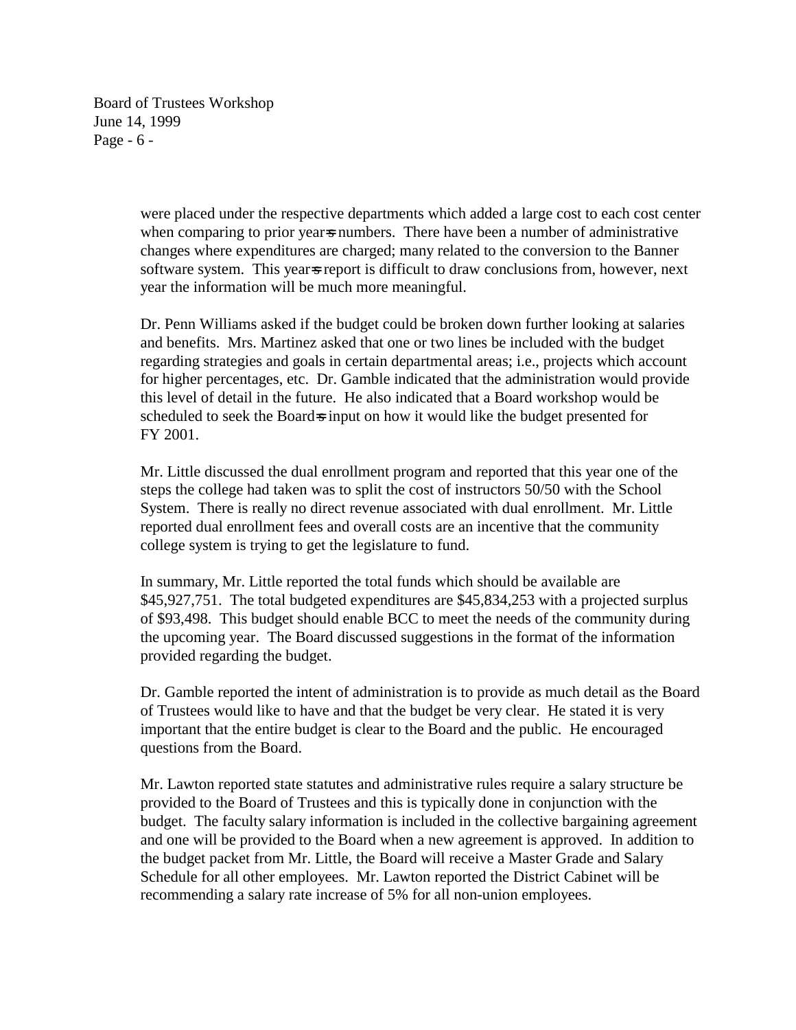were placed under the respective departments which added a large cost to each cost center when comparing to prior year=s numbers. There have been a number of administrative changes where expenditures are charged; many related to the conversion to the Banner software system. This year=s report is difficult to draw conclusions from, however, next year the information will be much more meaningful.

Dr. Penn Williams asked if the budget could be broken down further looking at salaries and benefits. Mrs. Martinez asked that one or two lines be included with the budget regarding strategies and goals in certain departmental areas; i.e., projects which account for higher percentages, etc. Dr. Gamble indicated that the administration would provide this level of detail in the future. He also indicated that a Board workshop would be scheduled to seek the Board=s input on how it would like the budget presented for FY 2001.

Mr. Little discussed the dual enrollment program and reported that this year one of the steps the college had taken was to split the cost of instructors 50/50 with the School System. There is really no direct revenue associated with dual enrollment. Mr. Little reported dual enrollment fees and overall costs are an incentive that the community college system is trying to get the legislature to fund.

In summary, Mr. Little reported the total funds which should be available are $45,927,751. The total budgeted expenditures are $45,834,253 with a projected surplus of $93,498. This budget should enable BCC to meet the needs of the community during the upcoming year. The Board discussed suggestions in the format of the information provided regarding the budget.

Dr. Gamble reported the intent of administration is to provide as much detail as the Board of Trustees would like to have and that the budget be very clear. He stated it is very important that the entire budget is clear to the Board and the public. He encouraged questions from the Board.

Mr. Lawton reported state statutes and administrative rules require a salary structure be provided to the Board of Trustees and this is typically done in conjunction with the budget. The faculty salary information is included in the collective bargaining agreement and one will be provided to the Board when a new agreement is approved. In addition to the budget packet from Mr. Little, the Board will receive a Master Grade and Salary Schedule for all other employees. Mr. Lawton reported the District Cabinet will be recommending a salary rate increase of 5% for all non-union employees.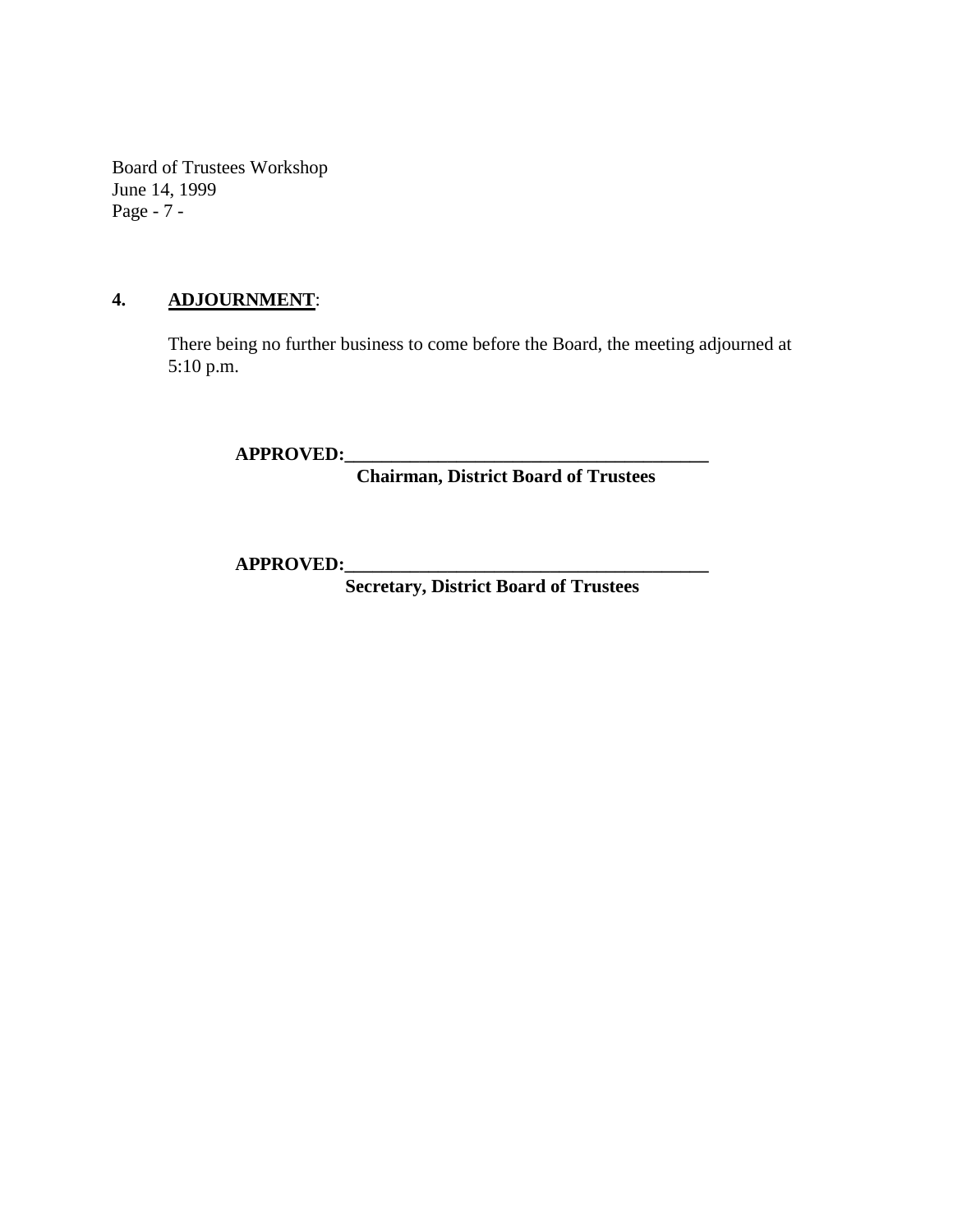## 4. **ADJOURNMENT**:

There being no further business to come before the Board, the meeting adjourned at 5:10 p.m.

**APPROVED:\_\_\_\_\_\_\_\_\_\_\_\_\_\_\_\_\_\_\_\_\_\_\_\_\_\_\_\_\_\_\_\_\_\_\_\_\_\_\_\_**
**Chairman, District Board of Trustees**

**APPROVED:\_\_\_\_\_\_\_\_\_\_\_\_\_\_\_\_\_\_\_\_\_\_\_\_\_\_\_\_\_\_\_\_\_\_\_\_\_\_\_\_**
**Secretary, District Board of Trustees**